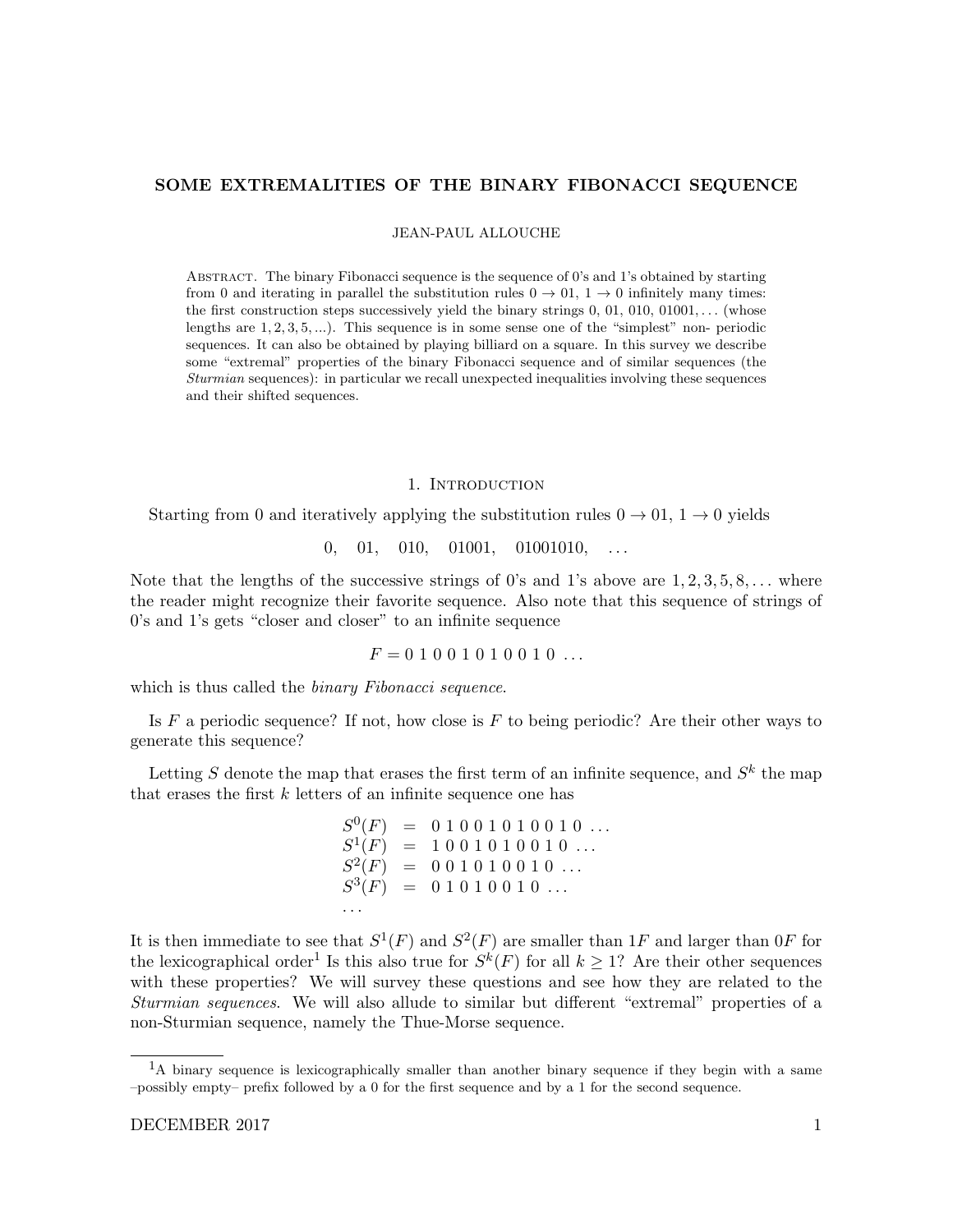# SOME EXTREMALITIES OF THE BINARY FIBONACCI SEQUENCE

JEAN-PAUL ALLOUCHE

Abstract. The binary Fibonacci sequence is the sequence of 0's and 1's obtained by starting from 0 and iterating in parallel the substitution rules $0 \to 01$, $1 \to 0$ infinitely many times: the first construction steps successively yield the binary strings 0, 01, 010, 01001, ... (whose lengths are $1, 2, 3, 5, ...$). This sequence is in some sense one of the "simplest" non- periodic sequences. It can also be obtained by playing billiard on a square. In this survey we describe some "extremal" properties of the binary Fibonacci sequence and of similar sequences (the *Sturmian* sequences): in particular we recall unexpected inequalities involving these sequences and their shifted sequences.

## 1. Introduction

Starting from 0 and iteratively applying the substitution rules $0 \to 01$, $1 \to 0$ yields

$$0, \quad 01, \quad 010, \quad 01001, \quad 01001010, \quad \ldots$$

Note that the lengths of the successive strings of 0's and 1's above are $1, 2, 3, 5, 8, \ldots$ where the reader might recognize their favorite sequence. Also note that this sequence of strings of 0's and 1's gets "closer and closer" to an infinite sequence

$$F = 0\ 1\ 0\ 0\ 1\ 0\ 1\ 0\ 0\ 1\ 0\ \ldots$$

which is thus called the *binary Fibonacci sequence*.

Is $F$ a periodic sequence? If not, how close is $F$ to being periodic? Are their other ways to generate this sequence?

Letting $S$ denote the map that erases the first term of an infinite sequence, and $S^k$ the map that erases the first $k$ letters of an infinite sequence one has

$$\begin{array}{lcl} S^0(F) & = & 0\ 1\ 0\ 0\ 1\ 0\ 1\ 0\ 0\ 1\ 0\ \ldots \\ S^1(F) & = & 1\ 0\ 0\ 1\ 0\ 1\ 0\ 0\ 1\ 0\ \ldots \\ S^2(F) & = & 0\ 0\ 1\ 0\ 1\ 0\ 0\ 1\ 0\ \ldots \\ S^3(F) & = & 0\ 1\ 0\ 1\ 0\ 0\ 1\ 0\ \ldots \\ \ldots & & \end{array}$$

It is then immediate to see that $S^1(F)$ and $S^2(F)$ are smaller than $1F$ and larger than $0F$ for the lexicographical order[1] Is this also true for $S^k(F)$ for all $k \geq 1$? Are their other sequences with these properties? We will survey these questions and see how they are related to the *Sturmian sequences*. We will also allude to similar but different "extremal" properties of a non-Sturmian sequence, namely the Thue-Morse sequence.

[1] A binary sequence is lexicographically smaller than another binary sequence if they begin with a same –possibly empty– prefix followed by a 0 for the first sequence and by a 1 for the second sequence.

DECEMBER 2017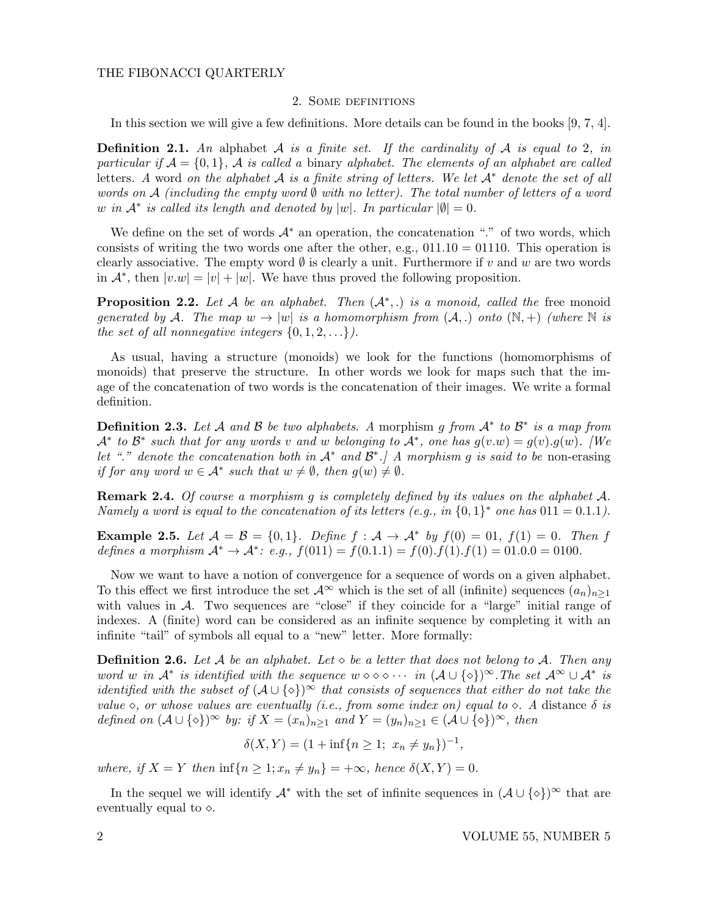## 2. Some definitions

In this section we will give a few definitions. More details can be found in the books [9, 7, 4].

**Definition 2.1.** *An* alphabet $\mathcal{A}$ *is a finite set. If the cardinality of* $\mathcal{A}$ *is equal to* 2*, in particular if* $\mathcal{A} = \{0, 1\}$*,* $\mathcal{A}$ *is called a* binary *alphabet. The elements of an alphabet are called* letters*. A* word *on the alphabet* $\mathcal{A}$ *is a finite string of letters. We let* $\mathcal{A}^*$ *denote the set of all words on* $\mathcal{A}$ *(including the empty word* $\emptyset$ *with no letter). The total number of letters of a word* $w$ *in* $\mathcal{A}^*$ *is called its length and denoted by* $|w|$*. In particular* $|\emptyset| = 0$*.*

We define on the set of words $\mathcal{A}^*$ an operation, the concatenation "." of two words, which consists of writing the two words one after the other, e.g., $011.10 = 01110$. This operation is clearly associative. The empty word $\emptyset$ is clearly a unit. Furthermore if $v$ and $w$ are two words in $\mathcal{A}^*$, then $|v.w| = |v| + |w|$. We have thus proved the following proposition.

**Proposition 2.2.** *Let* $\mathcal{A}$ *be an alphabet. Then* $(\mathcal{A}^*, .)$ *is a monoid, called the* free monoid *generated by* $\mathcal{A}$*. The map* $w \to |w|$ *is a homomorphism from* $(\mathcal{A}, .)$ *onto* $(\mathbb{N}, +)$ *(where* $\mathbb{N}$ *is the set of all nonnegative integers* $\{0, 1, 2, \ldots\}$*).*

As usual, having a structure (monoids) we look for the functions (homomorphisms of monoids) that preserve the structure. In other words we look for maps such that the image of the concatenation of two words is the concatenation of their images. We write a formal definition.

**Definition 2.3.** *Let* $\mathcal{A}$ *and* $\mathcal{B}$ *be two alphabets. A* morphism $g$ *from* $\mathcal{A}^*$ *to* $\mathcal{B}^*$ *is a map from* $\mathcal{A}^*$ *to* $\mathcal{B}^*$ *such that for any words* $v$ *and* $w$ *belonging to* $\mathcal{A}^*$*, one has* $g(v.w) = g(v).g(w)$*. [We let "." denote the concatenation both in* $\mathcal{A}^*$ *and* $\mathcal{B}^*$*.] A morphism* $g$ *is said to be* non-erasing *if for any word* $w \in \mathcal{A}^*$ *such that* $w \neq \emptyset$*, then* $g(w) \neq \emptyset$*.*

**Remark 2.4.** *Of course a morphism* $g$ *is completely defined by its values on the alphabet* $\mathcal{A}$*. Namely a word is equal to the concatenation of its letters (e.g., in* $\{0, 1\}^*$ *one has* $011 = 0.1.1$*).*

**Example 2.5.** *Let* $\mathcal{A} = \mathcal{B} = \{0, 1\}$*. Define* $f : \mathcal{A} \to \mathcal{A}^*$ *by* $f(0) = 01$*,* $f(1) = 0$*. Then* $f$ *defines a morphism* $\mathcal{A}^* \to \mathcal{A}^*$*: e.g.,* $f(011) = f(0.1.1) = f(0).f(1).f(1) = 01.0.0 = 0100$*.*

Now we want to have a notion of convergence for a sequence of words on a given alphabet. To this effect we first introduce the set $\mathcal{A}^\infty$ which is the set of all (infinite) sequences $(a_n)_{n \geq 1}$ with values in $\mathcal{A}$. Two sequences are "close" if they coincide for a "large" initial range of indexes. A (finite) word can be considered as an infinite sequence by completing it with an infinite "tail" of symbols all equal to a "new" letter. More formally:

**Definition 2.6.** *Let* $\mathcal{A}$ *be an alphabet. Let* $\diamond$ *be a letter that does not belong to* $\mathcal{A}$*. Then any word* $w$ *in* $\mathcal{A}^*$ *is identified with the sequence* $w \diamond \diamond \diamond \cdots$ *in* $(\mathcal{A} \cup \{\diamond\})^\infty$*. The set* $\mathcal{A}^\infty \cup \mathcal{A}^*$ *is identified with the subset of* $(\mathcal{A} \cup \{\diamond\})^\infty$ *that consists of sequences that either do not take the value* $\diamond$*, or whose values are eventually (i.e., from some index on) equal to* $\diamond$*. A* distance $\delta$ *is defined on* $(\mathcal{A} \cup \{\diamond\})^\infty$ *by: if* $X = (x_n)_{n \geq 1}$ *and* $Y = (y_n)_{n \geq 1} \in (\mathcal{A} \cup \{\diamond\})^\infty$*, then*

$$\delta(X, Y) = (1 + \inf\{n \geq 1;\ x_n \neq y_n\})^{-1},$$

*where, if* $X = Y$ *then* $\inf\{n \geq 1; x_n \neq y_n\} = +\infty$*, hence* $\delta(X, Y) = 0$*.*

In the sequel we will identify $\mathcal{A}^*$ with the set of infinite sequences in $(\mathcal{A} \cup \{\diamond\})^\infty$ that are eventually equal to $\diamond$.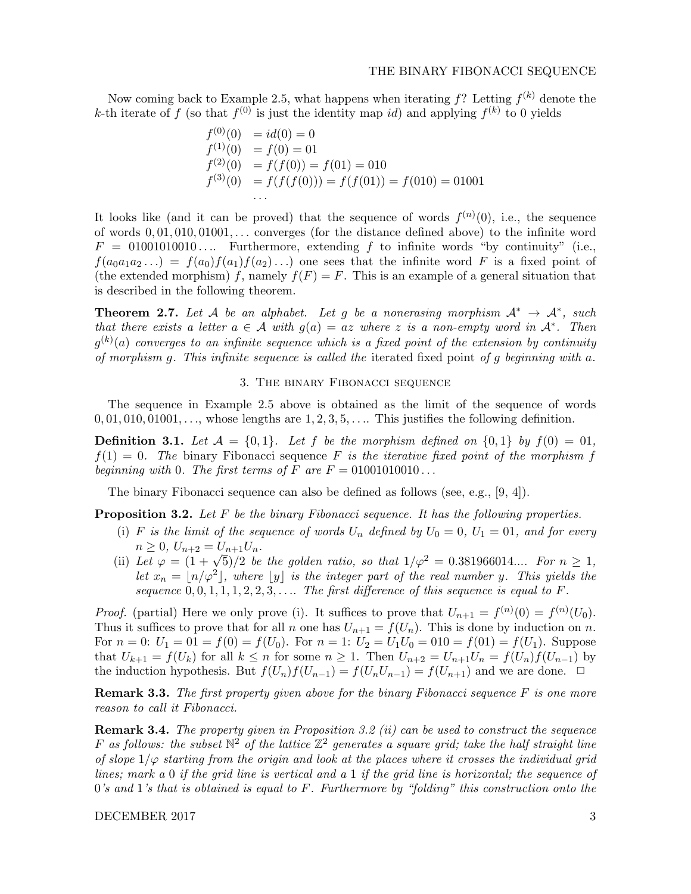Now coming back to Example 2.5, what happens when iterating $f$? Letting $f^{(k)}$ denote the $k$-th iterate of $f$ (so that $f^{(0)}$ is just the identity map $id$) and applying $f^{(k)}$ to 0 yields

$$
\begin{aligned}
f^{(0)}(0) &= id(0) = 0 \\
f^{(1)}(0) &= f(0) = 01 \\
f^{(2)}(0) &= f(f(0)) = f(01) = 010 \\
f^{(3)}(0) &= f(f(f(0))) = f(f(01)) = f(010) = 01001 \\
&\ldots
\end{aligned}
$$

It looks like (and it can be proved) that the sequence of words $f^{(n)}(0)$, i.e., the sequence of words $0, 01, 010, 01001, \ldots$ converges (for the distance defined above) to the infinite word $F = 01001010010\ldots$. Furthermore, extending $f$ to infinite words "by continuity" (i.e., $f(a_0a_1a_2\ldots) = f(a_0)f(a_1)f(a_2)\ldots$) one sees that the infinite word $F$ is a fixed point of (the extended morphism) $f$, namely $f(F) = F$. This is an example of a general situation that is described in the following theorem.

**Theorem 2.7.** *Let $\mathcal{A}$ be an alphabet. Let $g$ be a nonerasing morphism $\mathcal{A}^* \to \mathcal{A}^*$, such that there exists a letter $a \in \mathcal{A}$ with $g(a) = az$ where $z$ is a non-empty word in $\mathcal{A}^*$. Then $g^{(k)}(a)$ converges to an infinite sequence which is a fixed point of the extension by continuity of morphism $g$. This infinite sequence is called the* iterated fixed point *of $g$ beginning with $a$.*

## 3. The binary Fibonacci sequence

The sequence in Example 2.5 above is obtained as the limit of the sequence of words $0, 01, 010, 01001, \ldots$, whose lengths are $1, 2, 3, 5, \ldots$. This justifies the following definition.

**Definition 3.1.** *Let $\mathcal{A} = \{0, 1\}$. Let $f$ be the morphism defined on $\{0, 1\}$ by $f(0) = 01$, $f(1) = 0$. The* binary Fibonacci sequence *$F$ is the iterative fixed point of the morphism $f$ beginning with 0. The first terms of $F$ are $F = 01001010010\ldots$*

The binary Fibonacci sequence can also be defined as follows (see, e.g., [9, 4]).

**Proposition 3.2.** *Let $F$ be the binary Fibonacci sequence. It has the following properties.*

- (i) *$F$ is the limit of the sequence of words $U_n$ defined by $U_0 = 0$, $U_1 = 01$, and for every $n \geq 0$, $U_{n+2} = U_{n+1}U_n$.*
- (ii) *Let $\varphi = (1 + \sqrt{5})/2$ be the golden ratio, so that $1/\varphi^2 = 0.381966014\ldots$. For $n \geq 1$, let $x_n = \lfloor n/\varphi^2 \rfloor$, where $\lfloor y \rfloor$ is the integer part of the real number $y$. This yields the sequence $0, 0, 1, 1, 1, 2, 2, 3, \ldots$. The first difference of this sequence is equal to $F$.*

*Proof.* (partial) Here we only prove (i). It suffices to prove that $U_{n+1} = f^{(n)}(0) = f^{(n)}(U_0)$. Thus it suffices to prove that for all $n$ one has $U_{n+1} = f(U_n)$. This is done by induction on $n$. For $n = 0$: $U_1 = 01 = f(0) = f(U_0)$. For $n = 1$: $U_2 = U_1U_0 = 010 = f(01) = f(U_1)$. Suppose that $U_{k+1} = f(U_k)$ for all $k \leq n$ for some $n \geq 1$. Then $U_{n+2} = U_{n+1}U_n = f(U_n)f(U_{n-1})$ by the induction hypothesis. But $f(U_n)f(U_{n-1}) = f(U_nU_{n-1}) = f(U_{n+1})$ and we are done. □

**Remark 3.3.** *The first property given above for the binary Fibonacci sequence $F$ is one more reason to call it Fibonacci.*

**Remark 3.4.** *The property given in Proposition 3.2 (ii) can be used to construct the sequence $F$ as follows: the subset $\mathbb{N}^2$ of the lattice $\mathbb{Z}^2$ generates a square grid; take the half straight line of slope $1/\varphi$ starting from the origin and look at the places where it crosses the individual grid lines; mark a 0 if the grid line is vertical and a 1 if the grid line is horizontal; the sequence of 0's and 1's that is obtained is equal to $F$. Furthermore by "folding" this construction onto the*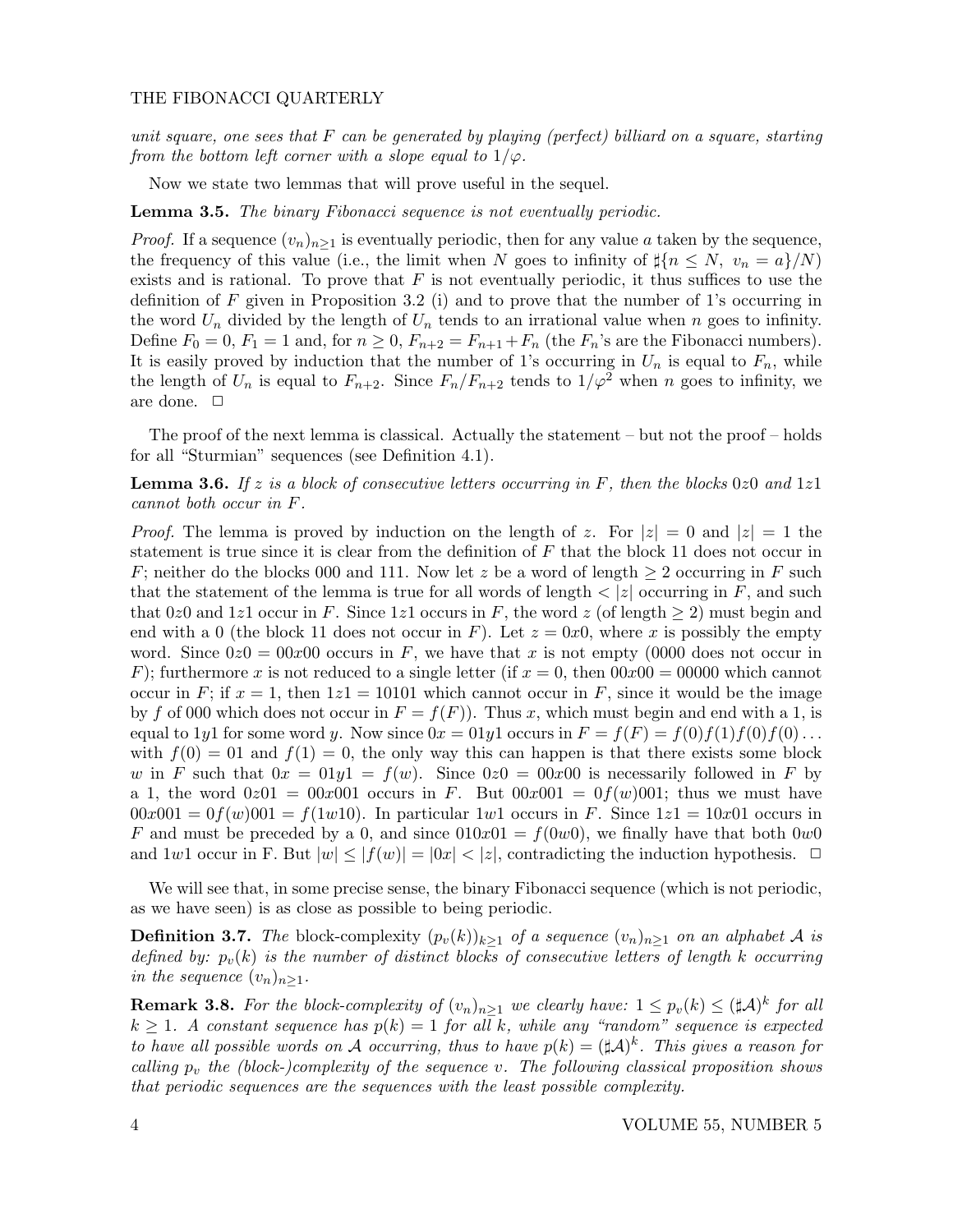*unit square, one sees that $F$ can be generated by playing (perfect) billiard on a square, starting from the bottom left corner with a slope equal to $1/\varphi$.*

Now we state two lemmas that will prove useful in the sequel.

**Lemma 3.5.** *The binary Fibonacci sequence is not eventually periodic.*

*Proof.* If a sequence $(v_n)_{n\geq 1}$ is eventually periodic, then for any value $a$ taken by the sequence, the frequency of this value (i.e., the limit when $N$ goes to infinity of $\sharp\{n \leq N, \ v_n = a\}/N$) exists and is rational. To prove that $F$ is not eventually periodic, it thus suffices to use the definition of $F$ given in Proposition 3.2 (i) and to prove that the number of 1's occurring in the word $U_n$ divided by the length of $U_n$ tends to an irrational value when $n$ goes to infinity. Define $F_0 = 0$, $F_1 = 1$ and, for $n \geq 0$, $F_{n+2} = F_{n+1} + F_n$ (the $F_n$'s are the Fibonacci numbers). It is easily proved by induction that the number of 1's occurring in $U_n$ is equal to $F_n$, while the length of $U_n$ is equal to $F_{n+2}$. Since $F_n/F_{n+2}$ tends to $1/\varphi^2$ when $n$ goes to infinity, we are done. $\Box$

The proof of the next lemma is classical. Actually the statement – but not the proof – holds for all "Sturmian" sequences (see Definition 4.1).

**Lemma 3.6.** *If $z$ is a block of consecutive letters occurring in $F$, then the blocks $0z0$ and $1z1$ cannot both occur in $F$.*

*Proof.* The lemma is proved by induction on the length of $z$. For $|z| = 0$ and $|z| = 1$ the statement is true since it is clear from the definition of $F$ that the block 11 does not occur in $F$; neither do the blocks 000 and 111. Now let $z$ be a word of length $\geq 2$ occurring in $F$ such that the statement of the lemma is true for all words of length $< |z|$ occurring in $F$, and such that $0z0$ and $1z1$ occur in $F$. Since $1z1$ occurs in $F$, the word $z$ (of length $\geq 2$) must begin and end with a 0 (the block 11 does not occur in $F$). Let $z = 0x0$, where $x$ is possibly the empty word. Since $0z0 = 00x00$ occurs in $F$, we have that $x$ is not empty (0000 does not occur in $F$); furthermore $x$ is not reduced to a single letter (if $x = 0$, then $00x00 = 00000$ which cannot occur in $F$; if $x = 1$, then $1z1 = 10101$ which cannot occur in $F$, since it would be the image by $f$ of 000 which does not occur in $F = f(F)$). Thus $x$, which must begin and end with a 1, is equal to $1y1$ for some word $y$. Now since $0x = 01y1$ occurs in $F = f(F) = f(0)f(1)f(0)f(0)\ldots$ with $f(0) = 01$ and $f(1) = 0$, the only way this can happen is that there exists some block $w$ in $F$ such that $0x = 01y1 = f(w)$. Since $0z0 = 00x00$ is necessarily followed in $F$ by a 1, the word $0z01 = 00x001$ occurs in $F$. But $00x001 = 0f(w)001$; thus we must have $00x001 = 0f(w)001 = f(1w10)$. In particular $1w1$ occurs in $F$. Since $1z1 = 10x01$ occurs in $F$ and must be preceded by a 0, and since $010x01 = f(0w0)$, we finally have that both $0w0$ and $1w1$ occur in F. But $|w| \leq |f(w)| = |0x| < |z|$, contradicting the induction hypothesis. $\Box$

We will see that, in some precise sense, the binary Fibonacci sequence (which is not periodic, as we have seen) is as close as possible to being periodic.

**Definition 3.7.** *The* block-complexity $(p_v(k))_{k\geq 1}$ *of a sequence* $(v_n)_{n\geq 1}$ *on an alphabet* $\mathcal{A}$ *is defined by:* $p_v(k)$ *is the number of distinct blocks of consecutive letters of length* $k$ *occurring in the sequence* $(v_n)_{n\geq 1}$.

**Remark 3.8.** *For the block-complexity of $(v_n)_{n\geq 1}$ we clearly have: $1 \leq p_v(k) \leq (\sharp\mathcal{A})^k$ for all $k \geq 1$. A constant sequence has $p(k) = 1$ for all $k$, while any "random" sequence is expected to have all possible words on $\mathcal{A}$ occurring, thus to have $p(k) = (\sharp\mathcal{A})^k$. This gives a reason for calling $p_v$ the (block-)complexity of the sequence $v$. The following classical proposition shows that periodic sequences are the sequences with the least possible complexity.*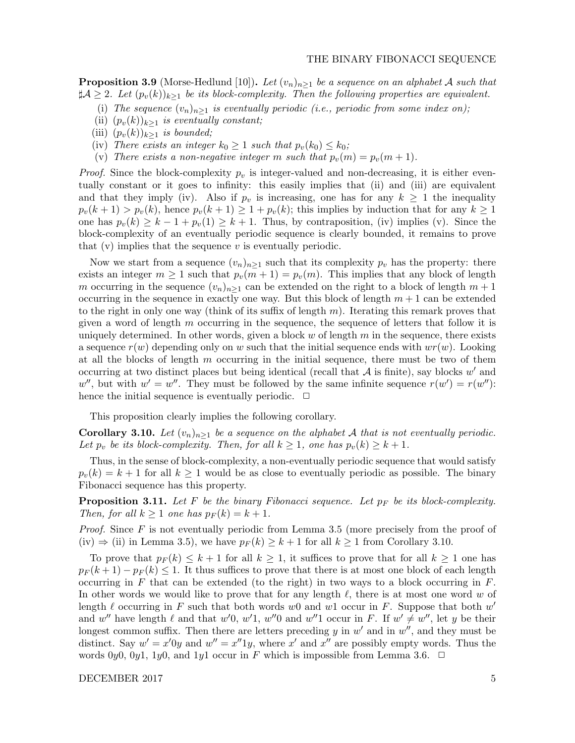**Proposition 3.9** (Morse-Hedlund [10])**.** *Let $(v_n)_{n\geq 1}$ be a sequence on an alphabet $\mathcal{A}$ such that $\sharp\mathcal{A} \geq 2$. Let $(p_v(k))_{k\geq 1}$ be its block-complexity. Then the following properties are equivalent.*

(i) *The sequence $(v_n)_{n\geq 1}$ is eventually periodic (i.e., periodic from some index on);*
(ii) *$(p_v(k))_{k\geq 1}$ is eventually constant;*
(iii) *$(p_v(k))_{k\geq 1}$ is bounded;*
(iv) *There exists an integer $k_0 \geq 1$ such that $p_v(k_0) \leq k_0$;*
(v) *There exists a non-negative integer $m$ such that $p_v(m) = p_v(m+1)$.*

*Proof.* Since the block-complexity $p_v$ is integer-valued and non-decreasing, it is either eventually constant or it goes to infinity: this easily implies that (ii) and (iii) are equivalent and that they imply (iv). Also if $p_v$ is increasing, one has for any $k \geq 1$ the inequality $p_v(k+1) > p_v(k)$, hence $p_v(k+1) \geq 1 + p_v(k)$; this implies by induction that for any $k \geq 1$ one has $p_v(k) \geq k - 1 + p_v(1) \geq k + 1$. Thus, by contraposition, (iv) implies (v). Since the block-complexity of an eventually periodic sequence is clearly bounded, it remains to prove that (v) implies that the sequence $v$ is eventually periodic.

Now we start from a sequence $(v_n)_{n\geq 1}$ such that its complexity $p_v$ has the property: there exists an integer $m \geq 1$ such that $p_v(m+1) = p_v(m)$. This implies that any block of length $m$ occurring in the sequence $(v_n)_{n\geq 1}$ can be extended on the right to a block of length $m+1$ occurring in the sequence in exactly one way. But this block of length $m+1$ can be extended to the right in only one way (think of its suffix of length $m$). Iterating this remark proves that given a word of length $m$ occurring in the sequence, the sequence of letters that follow it is uniquely determined. In other words, given a block $w$ of length $m$ in the sequence, there exists a sequence $r(w)$ depending only on $w$ such that the initial sequence ends with $wr(w)$. Looking at all the blocks of length $m$ occurring in the initial sequence, there must be two of them occurring at two distinct places but being identical (recall that $\mathcal{A}$ is finite), say blocks $w'$ and $w''$, but with $w' = w''$. They must be followed by the same infinite sequence $r(w') = r(w'')$: hence the initial sequence is eventually periodic. $\square$

This proposition clearly implies the following corollary.

**Corollary 3.10.** *Let $(v_n)_{n\geq 1}$ be a sequence on the alphabet $\mathcal{A}$ that is not eventually periodic. Let $p_v$ be its block-complexity. Then, for all $k \geq 1$, one has $p_v(k) \geq k + 1$.*

Thus, in the sense of block-complexity, a non-eventually periodic sequence that would satisfy $p_v(k) = k + 1$ for all $k \geq 1$ would be as close to eventually periodic as possible. The binary Fibonacci sequence has this property.

**Proposition 3.11.** *Let $F$ be the binary Fibonacci sequence. Let $p_F$ be its block-complexity. Then, for all $k \geq 1$ one has $p_F(k) = k + 1$.*

*Proof.* Since $F$ is not eventually periodic from Lemma 3.5 (more precisely from the proof of (iv) $\Rightarrow$ (ii) in Lemma 3.5), we have $p_F(k) \geq k + 1$ for all $k \geq 1$ from Corollary 3.10.

To prove that $p_F(k) \leq k + 1$ for all $k \geq 1$, it suffices to prove that for all $k \geq 1$ one has $p_F(k+1) - p_F(k) \leq 1$. It thus suffices to prove that there is at most one block of each length occurring in $F$ that can be extended (to the right) in two ways to a block occurring in $F$. In other words we would like to prove that for any length $\ell$, there is at most one word $w$ of length $\ell$ occurring in $F$ such that both words $w0$ and $w1$ occur in $F$. Suppose that both $w'$ and $w''$ have length $\ell$ and that $w'0$, $w'1$, $w''0$ and $w''1$ occur in $F$. If $w' \neq w''$, let $y$ be their longest common suffix. Then there are letters preceding $y$ in $w'$ and in $w''$, and they must be distinct. Say $w' = x'0y$ and $w'' = x''1y$, where $x'$ and $x''$ are possibly empty words. Thus the words $0y0$, $0y1$, $1y0$, and $1y1$ occur in $F$ which is impossible from Lemma 3.6. $\square$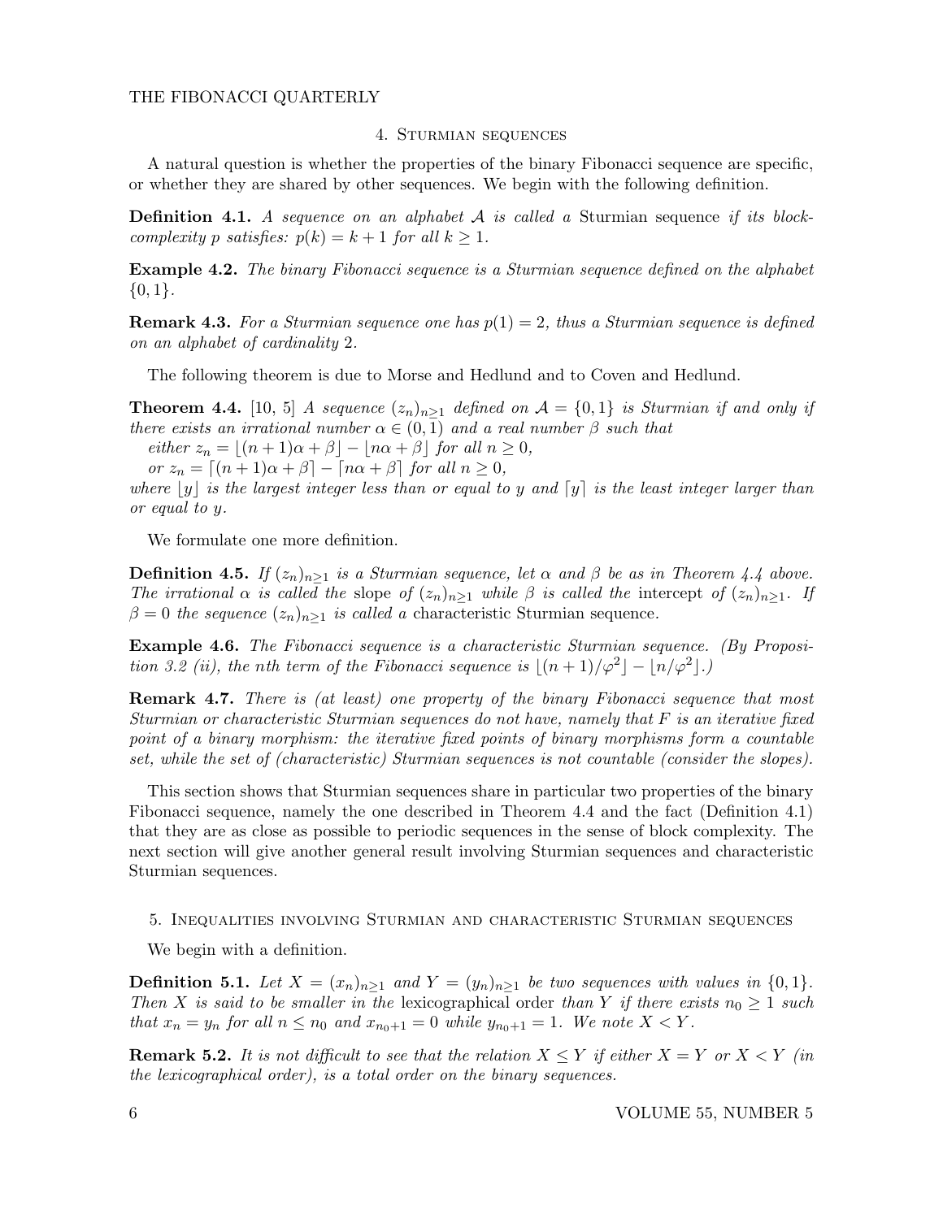## 4. Sturmian sequences

A natural question is whether the properties of the binary Fibonacci sequence are specific, or whether they are shared by other sequences. We begin with the following definition.

**Definition 4.1.** *A sequence on an alphabet $\mathcal{A}$ is called a* Sturmian sequence *if its block-complexity $p$ satisfies: $p(k) = k + 1$ for all $k \geq 1$.*

**Example 4.2.** *The binary Fibonacci sequence is a Sturmian sequence defined on the alphabet $\{0, 1\}$.*

**Remark 4.3.** *For a Sturmian sequence one has $p(1) = 2$, thus a Sturmian sequence is defined on an alphabet of cardinality 2.*

The following theorem is due to Morse and Hedlund and to Coven and Hedlund.

**Theorem 4.4.** [10, 5] *A sequence $(z_n)_{n\geq 1}$ defined on $\mathcal{A} = \{0, 1\}$ is Sturmian if and only if there exists an irrational number $\alpha \in (0, 1)$ and a real number $\beta$ such that*
*either $z_n = \lfloor (n+1)\alpha + \beta \rfloor - \lfloor n\alpha + \beta \rfloor$ for all $n \geq 0$,*
*or $z_n = \lceil (n+1)\alpha + \beta \rceil - \lceil n\alpha + \beta \rceil$ for all $n \geq 0$,*
*where $\lfloor y \rfloor$ is the largest integer less than or equal to $y$ and $\lceil y \rceil$ is the least integer larger than or equal to $y$.*

We formulate one more definition.

**Definition 4.5.** *If $(z_n)_{n\geq 1}$ is a Sturmian sequence, let $\alpha$ and $\beta$ be as in Theorem 4.4 above. The irrational $\alpha$ is called the* slope *of $(z_n)_{n\geq 1}$ while $\beta$ is called the* intercept *of $(z_n)_{n\geq 1}$. If $\beta = 0$ the sequence $(z_n)_{n\geq 1}$ is called a* characteristic Sturmian sequence.

**Example 4.6.** *The Fibonacci sequence is a characteristic Sturmian sequence. (By Proposition 3.2 (ii), the $n$th term of the Fibonacci sequence is $\lfloor (n+1)/\varphi^2 \rfloor - \lfloor n/\varphi^2 \rfloor$.)*

**Remark 4.7.** *There is (at least) one property of the binary Fibonacci sequence that most Sturmian or characteristic Sturmian sequences do not have, namely that $F$ is an iterative fixed point of a binary morphism: the iterative fixed points of binary morphisms form a countable set, while the set of (characteristic) Sturmian sequences is not countable (consider the slopes).*

This section shows that Sturmian sequences share in particular two properties of the binary Fibonacci sequence, namely the one described in Theorem 4.4 and the fact (Definition 4.1) that they are as close as possible to periodic sequences in the sense of block complexity. The next section will give another general result involving Sturmian sequences and characteristic Sturmian sequences.

## 5. Inequalities involving Sturmian and characteristic Sturmian sequences

We begin with a definition.

**Definition 5.1.** *Let $X = (x_n)_{n\geq 1}$ and $Y = (y_n)_{n\geq 1}$ be two sequences with values in $\{0, 1\}$. Then $X$ is said to be smaller in the* lexicographical order *than $Y$ if there exists $n_0 \geq 1$ such that $x_n = y_n$ for all $n \leq n_0$ and $x_{n_0+1} = 0$ while $y_{n_0+1} = 1$. We note $X < Y$.*

**Remark 5.2.** *It is not difficult to see that the relation $X \leq Y$ if either $X = Y$ or $X < Y$ (in the lexicographical order), is a total order on the binary sequences.*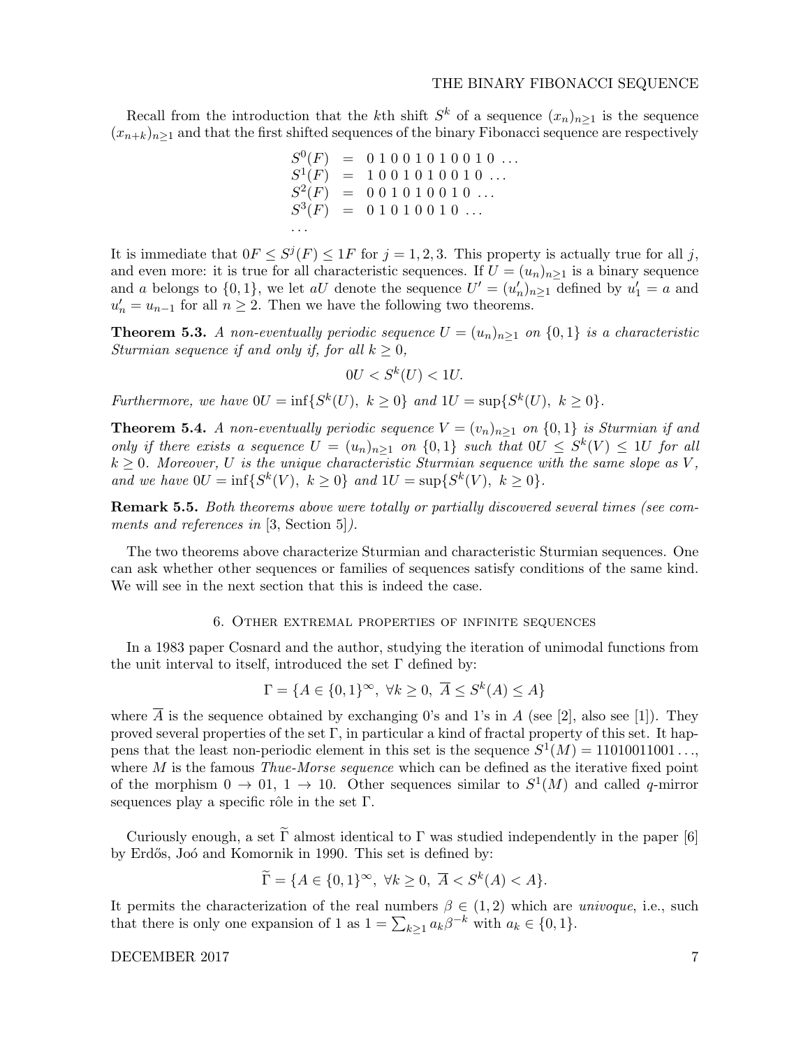Recall from the introduction that the $k$th shift $S^k$ of a sequence $(x_n)_{n\geq 1}$ is the sequence $(x_{n+k})_{n\geq 1}$ and that the first shifted sequences of the binary Fibonacci sequence are respectively

$$
\begin{array}{lcl}
S^0(F) & = & 0\ 1\ 0\ 0\ 1\ 0\ 1\ 0\ 0\ 1\ 0\ \ldots \\
S^1(F) & = & 1\ 0\ 0\ 1\ 0\ 1\ 0\ 0\ 1\ 0\ \ldots \\
S^2(F) & = & 0\ 0\ 1\ 0\ 1\ 0\ 0\ 1\ 0\ \ldots \\
S^3(F) & = & 0\ 1\ 0\ 1\ 0\ 0\ 1\ 0\ \ldots \\
\ldots & &
\end{array}
$$

It is immediate that $0F \leq S^j(F) \leq 1F$ for $j = 1, 2, 3$. This property is actually true for all $j$, and even more: it is true for all characteristic sequences. If $U = (u_n)_{n\geq 1}$ is a binary sequence and $a$ belongs to $\{0, 1\}$, we let $aU$ denote the sequence $U' = (u'_n)_{n\geq 1}$ defined by $u'_1 = a$ and $u'_n = u_{n-1}$ for all $n \geq 2$. Then we have the following two theorems.

**Theorem 5.3.** *A non-eventually periodic sequence $U = (u_n)_{n\geq 1}$ on $\{0, 1\}$ is a characteristic Sturmian sequence if and only if, for all $k \geq 0$,*

$$0U < S^k(U) < 1U.$$

*Furthermore, we have $0U = \inf\{S^k(U),\ k \geq 0\}$ and $1U = \sup\{S^k(U),\ k \geq 0\}$.*

**Theorem 5.4.** *A non-eventually periodic sequence $V = (v_n)_{n\geq 1}$ on $\{0, 1\}$ is Sturmian if and only if there exists a sequence $U = (u_n)_{n\geq 1}$ on $\{0, 1\}$ such that $0U \leq S^k(V) \leq 1U$ for all $k \geq 0$. Moreover, $U$ is the unique characteristic Sturmian sequence with the same slope as $V$, and we have $0U = \inf\{S^k(V),\ k \geq 0\}$ and $1U = \sup\{S^k(V),\ k \geq 0\}$.*

**Remark 5.5.** *Both theorems above were totally or partially discovered several times (see comments and references in* [3, Section 5]*).*

The two theorems above characterize Sturmian and characteristic Sturmian sequences. One can ask whether other sequences or families of sequences satisfy conditions of the same kind. We will see in the next section that this is indeed the case.

## 6. Other extremal properties of infinite sequences

In a 1983 paper Cosnard and the author, studying the iteration of unimodal functions from the unit interval to itself, introduced the set $\Gamma$ defined by:

$$\Gamma = \{A \in \{0, 1\}^\infty,\ \forall k \geq 0,\ \overline{A} \leq S^k(A) \leq A\}$$

where $\overline{A}$ is the sequence obtained by exchanging 0's and 1's in $A$ (see [2], also see [1]). They proved several properties of the set $\Gamma$, in particular a kind of fractal property of this set. It happens that the least non-periodic element in this set is the sequence $S^1(M) = 11010011001\ldots$, where $M$ is the famous *Thue-Morse sequence* which can be defined as the iterative fixed point of the morphism $0 \to 01,\ 1 \to 10$. Other sequences similar to $S^1(M)$ and called $q$-mirror sequences play a specific rôle in the set $\Gamma$.

Curiously enough, a set $\widetilde{\Gamma}$ almost identical to $\Gamma$ was studied independently in the paper [6] by Erdős, Joó and Komornik in 1990. This set is defined by:

$$\widetilde{\Gamma} = \{A \in \{0, 1\}^\infty,\ \forall k \geq 0,\ \overline{A} < S^k(A) < A\}.$$

It permits the characterization of the real numbers $\beta \in (1, 2)$ which are *univoque*, i.e., such that there is only one expansion of 1 as $1 = \sum_{k\geq 1} a_k \beta^{-k}$ with $a_k \in \{0, 1\}$.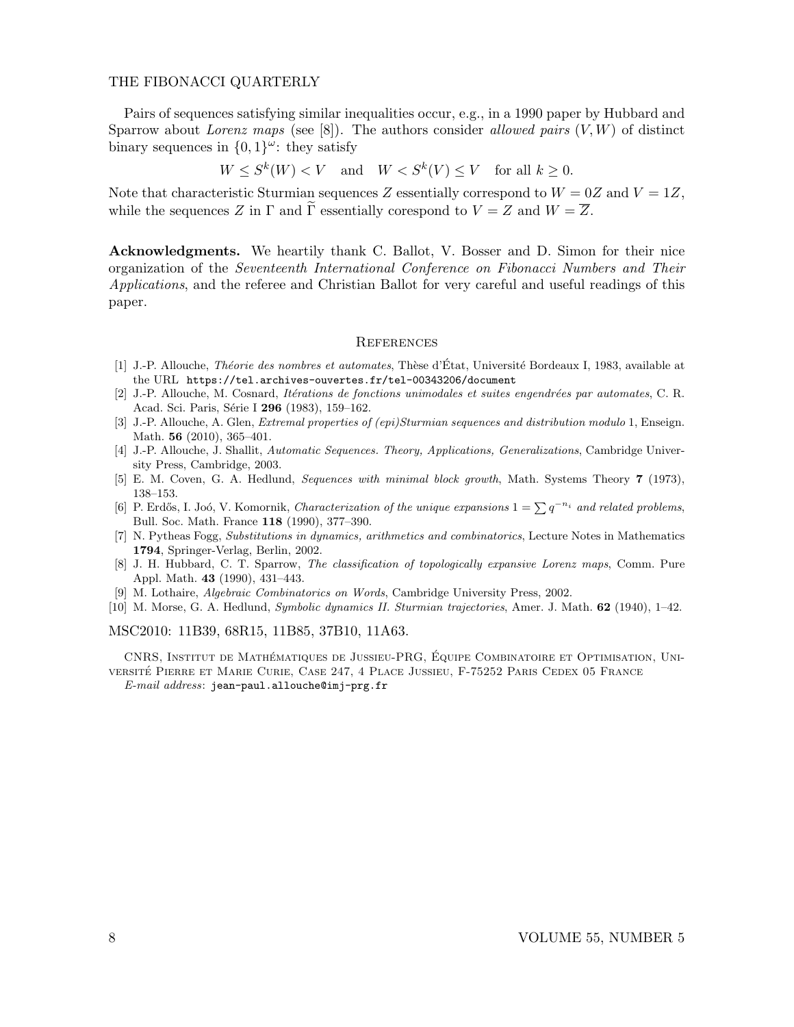Pairs of sequences satisfying similar inequalities occur, e.g., in a 1990 paper by Hubbard and Sparrow about *Lorenz maps* (see [8]). The authors consider *allowed pairs* $(V, W)$ of distinct binary sequences in $\{0,1\}^\omega$: they satisfy

$$W \leq S^k(W) < V \quad \text{and} \quad W < S^k(V) \leq V \quad \text{for all } k \geq 0.$$

Note that characteristic Sturmian sequences $Z$ essentially correspond to $W = 0Z$ and $V = 1Z$, while the sequences $Z$ in $\Gamma$ and $\widetilde{\Gamma}$ essentially corespond to $V = Z$ and $W = \overline{Z}$.

**Acknowledgments.** We heartily thank C. Ballot, V. Bosser and D. Simon for their nice organization of the *Seventeenth International Conference on Fibonacci Numbers and Their Applications*, and the referee and Christian Ballot for very careful and useful readings of this paper.

## References

[1] J.-P. Allouche, *Théorie des nombres et automates*, Thèse d'État, Université Bordeaux I, 1983, available at the URL `https://tel.archives-ouvertes.fr/tel-00343206/document`

[2] J.-P. Allouche, M. Cosnard, *Itérations de fonctions unimodales et suites engendrées par automates*, C. R. Acad. Sci. Paris, Série I **296** (1983), 159–162.

[3] J.-P. Allouche, A. Glen, *Extremal properties of (epi)Sturmian sequences and distribution modulo* 1, Enseign. Math. **56** (2010), 365–401.

[4] J.-P. Allouche, J. Shallit, *Automatic Sequences. Theory, Applications, Generalizations*, Cambridge University Press, Cambridge, 2003.

[5] E. M. Coven, G. A. Hedlund, *Sequences with minimal block growth*, Math. Systems Theory **7** (1973), 138–153.

[6] P. Erdős, I. Joó, V. Komornik, *Characterization of the unique expansions $1 = \sum q^{-n_i}$ and related problems*, Bull. Soc. Math. France **118** (1990), 377–390.

[7] N. Pytheas Fogg, *Substitutions in dynamics, arithmetics and combinatorics*, Lecture Notes in Mathematics **1794**, Springer-Verlag, Berlin, 2002.

[8] J. H. Hubbard, C. T. Sparrow, *The classification of topologically expansive Lorenz maps*, Comm. Pure Appl. Math. **43** (1990), 431–443.

[9] M. Lothaire, *Algebraic Combinatorics on Words*, Cambridge University Press, 2002.

[10] M. Morse, G. A. Hedlund, *Symbolic dynamics II. Sturmian trajectories*, Amer. J. Math. **62** (1940), 1–42.

MSC2010: 11B39, 68R15, 11B85, 37B10, 11A63.

CNRS, Institut de Mathématiques de Jussieu-PRG, Équipe Combinatoire et Optimisation, Université Pierre et Marie Curie, Case 247, 4 Place Jussieu, F-75252 Paris Cedex 05 France

*E-mail address*: `jean-paul.allouche@imj-prg.fr`